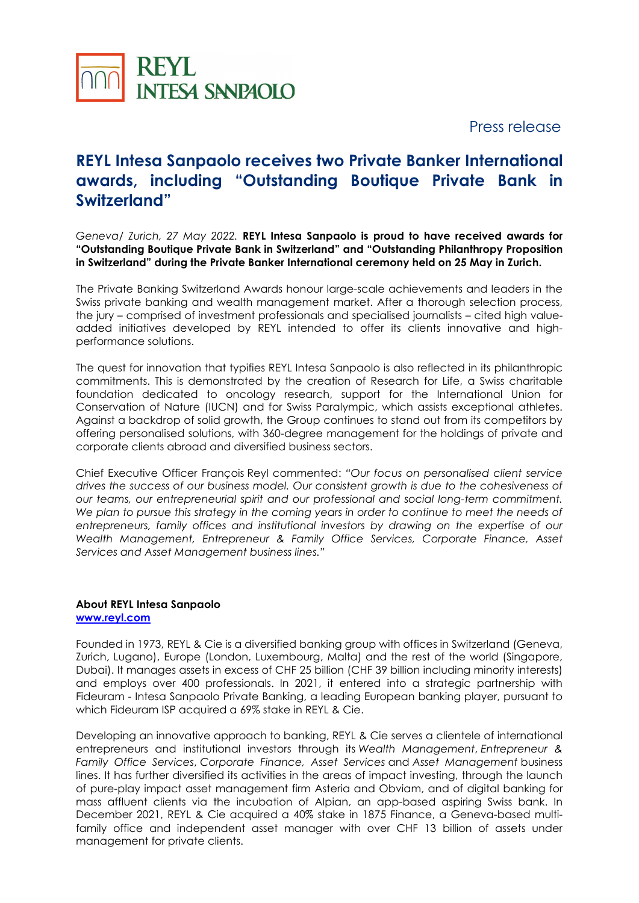Press release

# REYL Intesa Sanpaolo receives two Private Banker International awards, including "Outstanding Boutique Private Bank in Switzerland"

*Geneva/ Zurich, 27 May 2022.* **REYL Intesa Sanpaolo is proud to have received awards for "Outstanding Boutique Private Bank in Switzerland" and "Outstanding Philanthropy Proposition in Switzerland" during the Private Banker International ceremony held on 25 May in Zurich.**

The Private Banking Switzerland Awards honour large-scale achievements and leaders in the Swiss private banking and wealth management market. After a thorough selection process, the jury – comprised of investment professionals and specialised journalists – cited high value-added initiatives developed by REYL intended to offer its clients innovative and high-performance solutions.

The quest for innovation that typifies REYL Intesa Sanpaolo is also reflected in its philanthropic commitments. This is demonstrated by the creation of Research for Life, a Swiss charitable foundation dedicated to oncology research, support for the International Union for Conservation of Nature (IUCN) and for Swiss Paralympic, which assists exceptional athletes. Against a backdrop of solid growth, the Group continues to stand out from its competitors by offering personalised solutions, with 360-degree management for the holdings of private and corporate clients abroad and diversified business sectors.

Chief Executive Officer François Reyl commented: *"Our focus on personalised client service drives the success of our business model. Our consistent growth is due to the cohesiveness of our teams, our entrepreneurial spirit and our professional and social long-term commitment. We plan to pursue this strategy in the coming years in order to continue to meet the needs of entrepreneurs, family offices and institutional investors by drawing on the expertise of our Wealth Management, Entrepreneur & Family Office Services, Corporate Finance, Asset Services and Asset Management business lines."*

## About REYL Intesa Sanpaolo

[www.reyl.com](http://www.reyl.com)

Founded in 1973, REYL & Cie is a diversified banking group with offices in Switzerland (Geneva, Zurich, Lugano), Europe (London, Luxembourg, Malta) and the rest of the world (Singapore, Dubai). It manages assets in excess of CHF 25 billion (CHF 39 billion including minority interests) and employs over 400 professionals. In 2021, it entered into a strategic partnership with Fideuram - Intesa Sanpaolo Private Banking, a leading European banking player, pursuant to which Fideuram ISP acquired a 69% stake in REYL & Cie.

Developing an innovative approach to banking, REYL & Cie serves a clientele of international entrepreneurs and institutional investors through its *Wealth Management*, *Entrepreneur & Family Office Services*, *Corporate Finance*, *Asset Services* and *Asset Management* business lines. It has further diversified its activities in the areas of impact investing, through the launch of pure-play impact asset management firm Asteria and Obviam, and of digital banking for mass affluent clients via the incubation of Alpian, an app-based aspiring Swiss bank. In December 2021, REYL & Cie acquired a 40% stake in 1875 Finance, a Geneva-based multi-family office and independent asset manager with over CHF 13 billion of assets under management for private clients.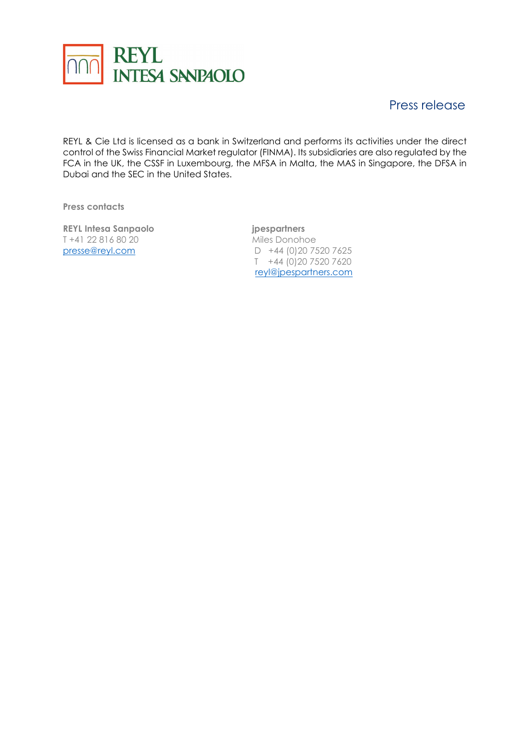REYL INTESA SANPAOLO

Press release

REYL & Cie Ltd is licensed as a bank in Switzerland and performs its activities under the direct control of the Swiss Financial Market regulator (FINMA). Its subsidiaries are also regulated by the FCA in the UK, the CSSF in Luxembourg, the MFSA in Malta, the MAS in Singapore, the DFSA in Dubai and the SEC in the United States.

**Press contacts**

**REYL Intesa Sanpaolo**
T +41 22 816 80 20
presse@reyl.com

**jpespartners**
Miles Donohoe
D +44 (0)20 7520 7625
T +44 (0)20 7520 7620
reyl@jpespartners.com